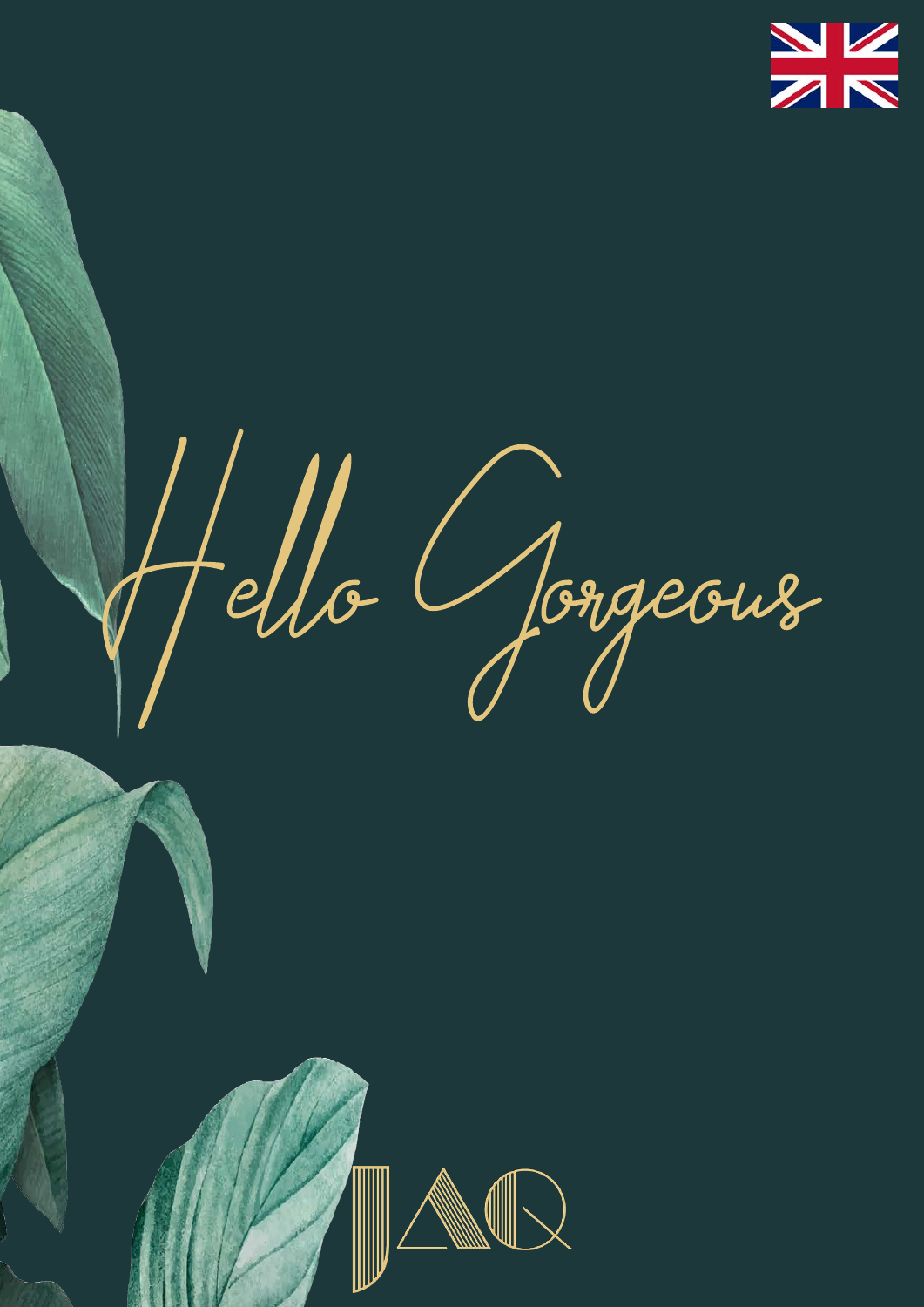# Hello Gorgeous

JAQ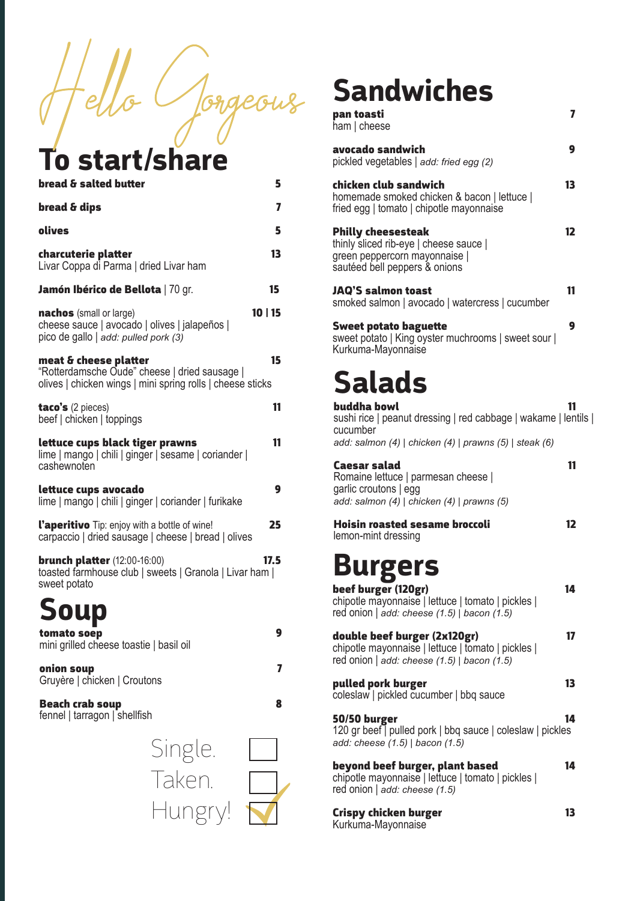Hello Gorgeous

# To start/share

**bread & salted butter** 5

**bread & dips** 7

**olives** 5

**charcuterie platter** 13
Livar Coppa di Parma | dried Livar ham

**Jamón Ibérico de Bellota** | 70 gr. 15

**nachos** (small or large) 10 | 15
cheese sauce | avocado | olives | jalapeños | pico de gallo | *add: pulled pork (3)*

**meat & cheese platter** 15
"Rotterdamsche Oude" cheese | dried sausage | olives | chicken wings | mini spring rolls | cheese sticks

**taco's** (2 pieces) 11
beef | chicken | toppings

**lettuce cups black tiger prawns** 11
lime | mango | chili | ginger | sesame | coriander | cashewnoten

**lettuce cups avocado** 9
lime | mango | chili | ginger | coriander | furikake

**l'aperitivo** Tip: enjoy with a bottle of wine! 25
carpaccio | dried sausage | cheese | bread | olives

**brunch platter** (12:00-16:00) 17.5
toasted farmhouse club | sweets | Granola | Livar ham | sweet potato

# Soup

**tomato soep** 9
mini grilled cheese toastie | basil oil

**onion soup** 7
Gruyère | chicken | Croutons

**Beach crab soup** 8
fennel | tarragon | shellfish

Single. ☐
Taken. ☐
Hungry! ☑

# Sandwiches

**pan toasti** 7
ham | cheese

**avocado sandwich** 9
pickled vegetables | *add: fried egg (2)*

**chicken club sandwich** 13
homemade smoked chicken & bacon | lettuce | fried egg | tomato | chipotle mayonnaise

**Philly cheesesteak** 12
thinly sliced rib-eye | cheese sauce | green peppercorn mayonnaise | sautéed bell peppers & onions

**JAQ'S salmon toast** 11
smoked salmon | avocado | watercress | cucumber

**Sweet potato baguette** 9
sweet potato | King oyster muchrooms | sweet sour | Kurkuma-Mayonnaise

# Salads

**buddha bowl** 11
sushi rice | peanut dressing | red cabbage | wakame | lentils | cucumber
*add: salmon (4) | chicken (4) | prawns (5) | steak (6)*

**Caesar salad** 11
Romaine lettuce | parmesan cheese | garlic croutons | egg
*add: salmon (4) | chicken (4) | prawns (5)*

**Hoisin roasted sesame broccoli** 12
lemon-mint dressing

# Burgers

**beef burger (120gr)** 14
chipotle mayonnaise | lettuce | tomato | pickles | red onion | *add: cheese (1.5) | bacon (1.5)*

**double beef burger (2x120gr)** 17
chipotle mayonnaise | lettuce | tomato | pickles | red onion | *add: cheese (1.5) | bacon (1.5)*

**pulled pork burger** 13
coleslaw | pickled cucumber | bbq sauce

**50/50 burger** 14
120 gr beef | pulled pork | bbq sauce | coleslaw | pickles
*add: cheese (1.5) | bacon (1.5)*

**beyond beef burger, plant based** 14
chipotle mayonnaise | lettuce | tomato | pickles | red onion | *add: cheese (1.5)*

**Crispy chicken burger** 13
Kurkuma-Mayonnaise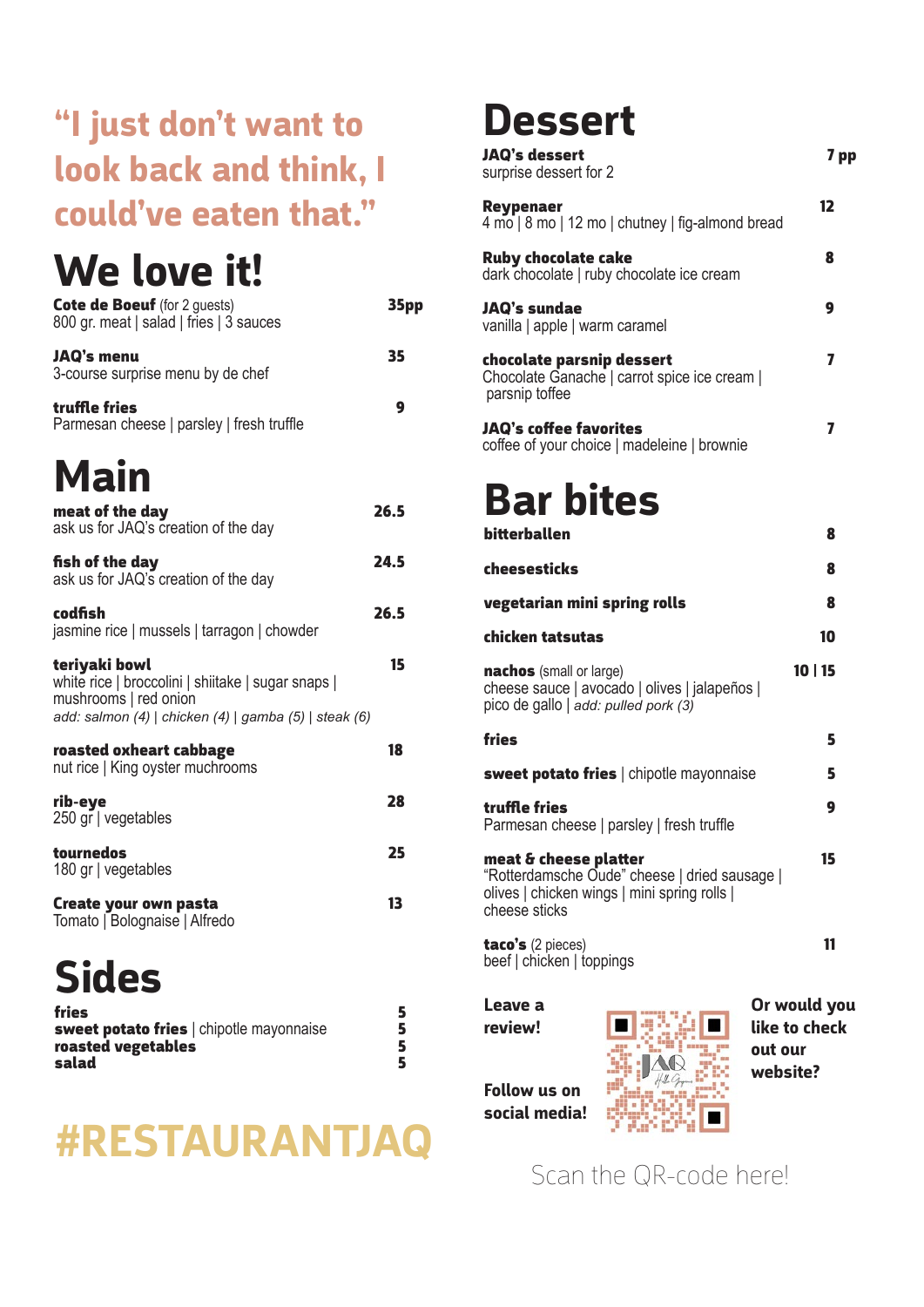"I just don't want to look back and think, I could've eaten that."

# We love it!

**Cote de Boeuf** (for 2 guests) — 35pp
800 gr. meat | salad | fries | 3 sauces

**JAQ's menu** — 35
3-course surprise menu by de chef

**truffle fries** — 9
Parmesan cheese | parsley | fresh truffle

# Main

**meat of the day** — 26.5
ask us for JAQ's creation of the day

**fish of the day** — 24.5
ask us for JAQ's creation of the day

**codfish** — 26.5
jasmine rice | mussels | tarragon | chowder

**teriyaki bowl** — 15
white rice | broccolini | shiitake | sugar snaps | mushrooms | red onion
*add: salmon (4) | chicken (4) | gamba (5) | steak (6)*

**roasted oxheart cabbage** — 18
nut rice | King oyster muchrooms

**rib-eye** — 28
250 gr | vegetables

**tournedos** — 25
180 gr | vegetables

**Create your own pasta** — 13
Tomato | Bolognaise | Alfredo

# Sides

**fries** — 5
**sweet potato fries** | chipotle mayonnaise — 5
**roasted vegetables** — 5
**salad** — 5

#RESTAURANTJAQ

# Dessert

**JAQ's dessert** — 7 pp
surprise dessert for 2

**Reypenaer** — 12
4 mo | 8 mo | 12 mo | chutney | fig-almond bread

**Ruby chocolate cake** — 8
dark chocolate | ruby chocolate ice cream

**JAQ's sundae** — 9
vanilla | apple | warm caramel

**chocolate parsnip dessert** — 7
Chocolate Ganache | carrot spice ice cream | parsnip toffee

**JAQ's coffee favorites** — 7
coffee of your choice | madeleine | brownie

# Bar bites

**bitterballen** — 8

**cheesesticks** — 8

**vegetarian mini spring rolls** — 8

**chicken tatsutas** — 10

**nachos** (small or large) — 10 | 15
cheese sauce | avocado | olives | jalapeños | pico de gallo | *add: pulled pork (3)*

**fries** — 5

**sweet potato fries** | chipotle mayonnaise — 5

**truffle fries** — 9
Parmesan cheese | parsley | fresh truffle

**meat & cheese platter** — 15
"Rotterdamsche Oude" cheese | dried sausage | olives | chicken wings | mini spring rolls | cheese sticks

**taco's** (2 pieces) — 11
beef | chicken | toppings

**Leave a review!**

**Follow us on social media!**

**Or would you like to check out our website?**

Scan the QR-code here!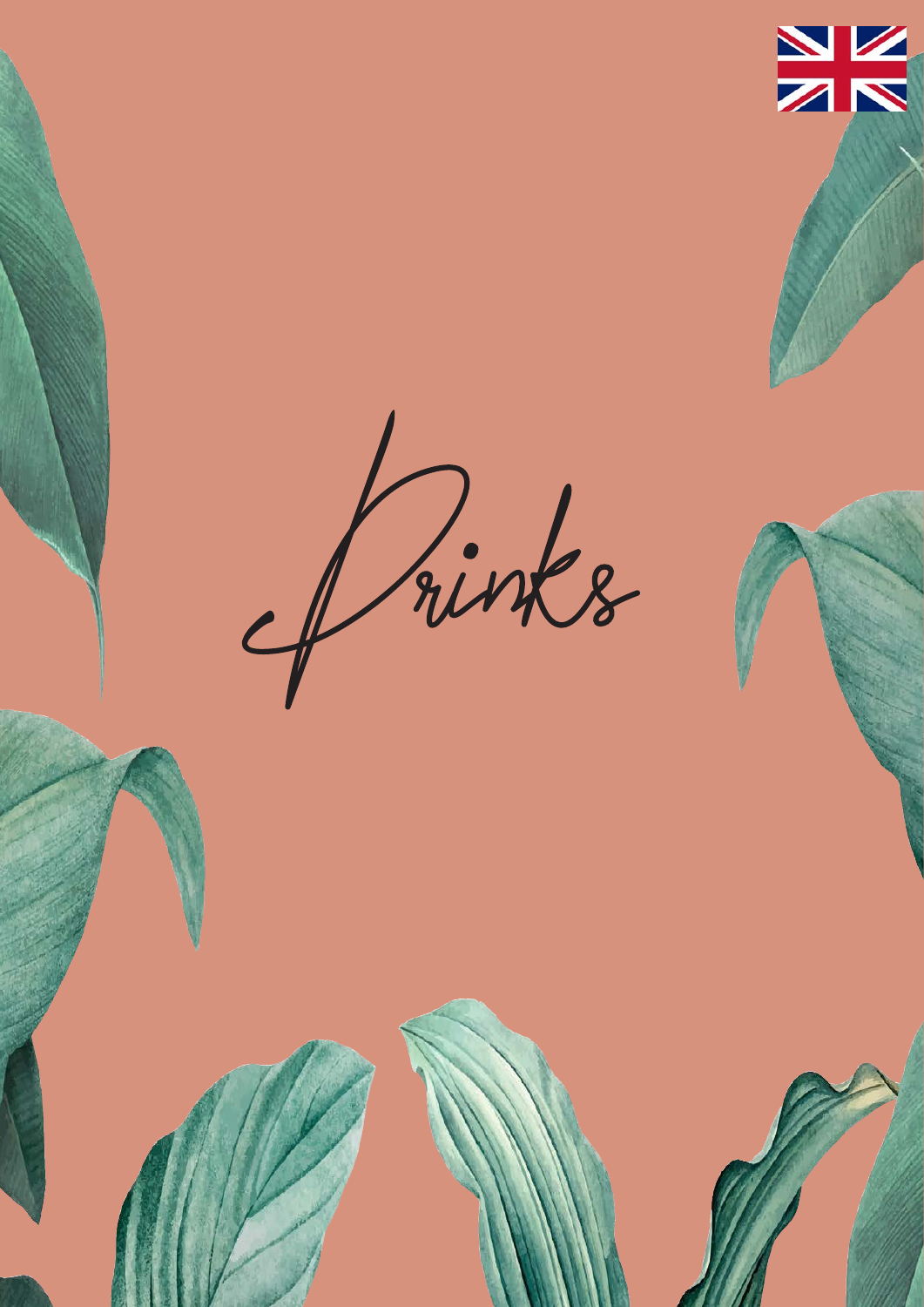# Drinks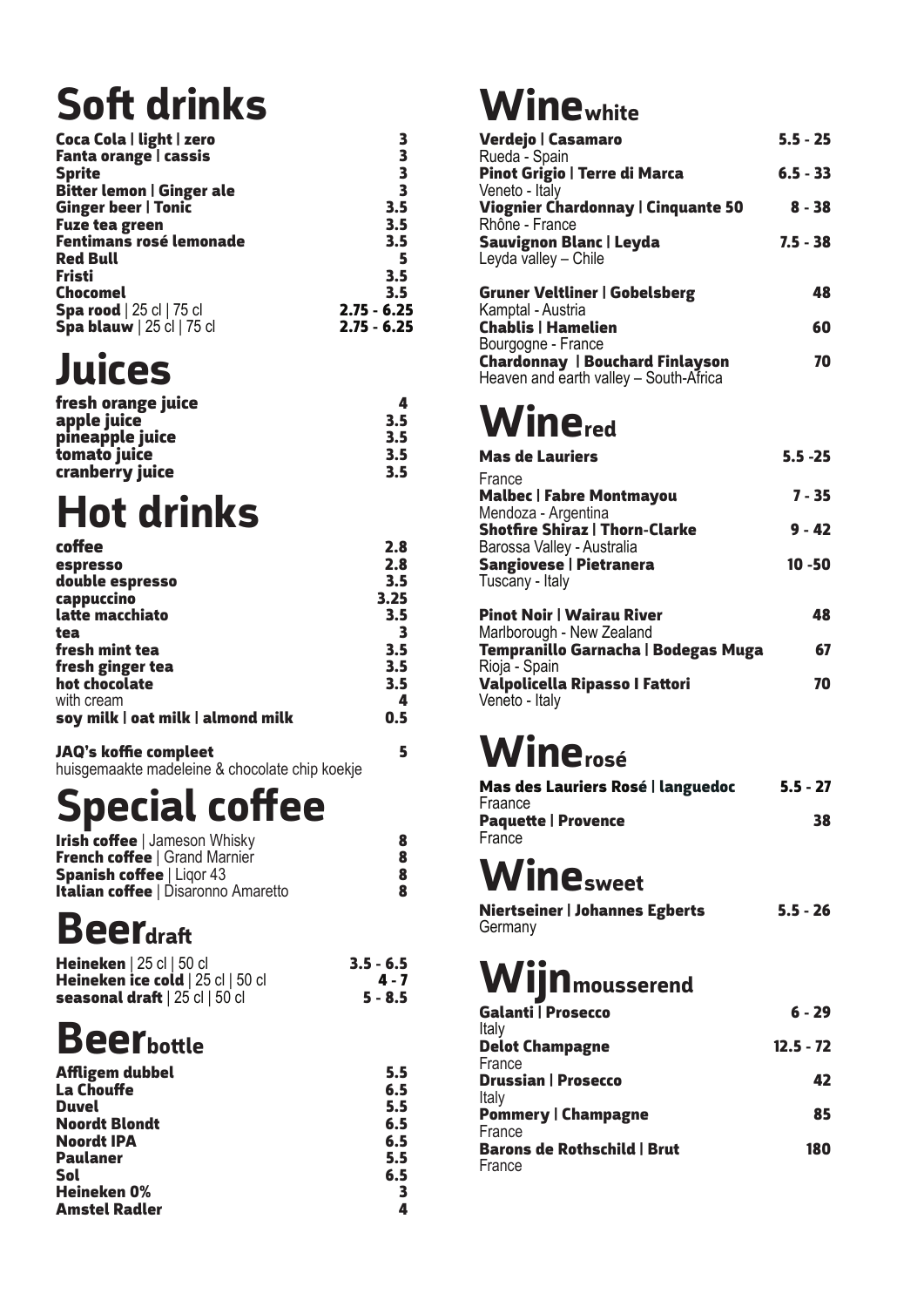# Soft drinks

| | |
|---|---|
| **Coca Cola \| light \| zero** | 3 |
| **Fanta orange \| cassis** | 3 |
| **Sprite** | 3 |
| **Bitter lemon \| Ginger ale** | 3 |
| **Ginger beer \| Tonic** | 3.5 |
| **Fuze tea green** | 3.5 |
| **Fentimans rosé lemonade** | 3.5 |
| **Red Bull** | 5 |
| **Fristi** | 3.5 |
| **Chocomel** | 3.5 |
| **Spa rood** \| 25 cl \| 75 cl | 2.75 - 6.25 |
| **Spa blauw** \| 25 cl \| 75 cl | 2.75 - 6.25 |

# Juices

| | |
|---|---|
| **fresh orange juice** | 4 |
| **apple juice** | 3.5 |
| **pineapple juice** | 3.5 |
| **tomato juice** | 3.5 |
| **cranberry juice** | 3.5 |

# Hot drinks

| | |
|---|---|
| **coffee** | 2.8 |
| **espresso** | 2.8 |
| **double espresso** | 3.5 |
| **cappuccino** | 3.25 |
| **latte macchiato** | 3.5 |
| **tea** | 3 |
| **fresh mint tea** | 3.5 |
| **fresh ginger tea** | 3.5 |
| **hot chocolate** | 3.5 |
| with cream | 4 |
| **soy milk \| oat milk \| almond milk** | 0.5 |

**JAQ's koffie compleet** 5
huisgemaakte madeleine & chocolate chip koekje

# Special coffee

| | |
|---|---|
| **Irish coffee** \| Jameson Whisky | 8 |
| **French coffee** \| Grand Marnier | 8 |
| **Spanish coffee** \| Liqor 43 | 8 |
| **Italian coffee** \| Disaronno Amaretto | 8 |

# Beer draft

| | |
|---|---|
| **Heineken** \| 25 cl \| 50 cl | 3.5 - 6.5 |
| **Heineken ice cold** \| 25 cl \| 50 cl | 4 - 7 |
| **seasonal draft** \| 25 cl \| 50 cl | 5 - 8.5 |

# Beer bottle

| | |
|---|---|
| **Affligem dubbel** | 5.5 |
| **La Chouffe** | 6.5 |
| **Duvel** | 5.5 |
| **Noordt Blondt** | 6.5 |
| **Noordt IPA** | 6.5 |
| **Paulaner** | 5.5 |
| **Sol** | 6.5 |
| **Heineken 0%** | 3 |
| **Amstel Radler** | 4 |

# Wine white

| | |
|---|---|
| **Verdejo \| Casamaro**<br>Rueda - Spain | 5.5 - 25 |
| **Pinot Grigio \| Terre di Marca**<br>Veneto - Italy | 6.5 - 33 |
| **Viognier Chardonnay \| Cinquante 50**<br>Rhône - France | 8 - 38 |
| **Sauvignon Blanc \| Leyda**<br>Leyda valley – Chile | 7.5 - 38 |
| **Gruner Veltliner \| Gobelsberg**<br>Kamptal - Austria | 48 |
| **Chablis \| Hamelien**<br>Bourgogne - France | 60 |
| **Chardonnay \| Bouchard Finlayson**<br>Heaven and earth valley – South-Africa | 70 |

# Wine red

| | |
|---|---|
| **Mas de Lauriers**<br>France | 5.5 -25 |
| **Malbec \| Fabre Montmayou**<br>Mendoza - Argentina | 7 - 35 |
| **Shotfire Shiraz \| Thorn-Clarke**<br>Barossa Valley - Australia | 9 - 42 |
| **Sangiovese \| Pietranera**<br>Tuscany - Italy | 10 -50 |
| **Pinot Noir \| Wairau River**<br>Marlborough - New Zealand | 48 |
| **Tempranillo Garnacha \| Bodegas Muga**<br>Rioja - Spain | 67 |
| **Valpolicella Ripasso I Fattori**<br>Veneto - Italy | 70 |

# Wine rosé

| | |
|---|---|
| **Mas des Lauriers Rosé \| languedoc**<br>Fraance | 5.5 - 27 |
| **Paquette \| Provence**<br>France | 38 |

# Wine sweet

| | |
|---|---|
| **Niertseiner \| Johannes Egberts**<br>Germany | 5.5 - 26 |

# Wijn mousserend

| | |
|---|---|
| **Galanti \| Prosecco**<br>Italy | 6 - 29 |
| **Delot Champagne**<br>France | 12.5 - 72 |
| **Drussian \| Prosecco**<br>Italy | 42 |
| **Pommery \| Champagne**<br>France | 85 |
| **Barons de Rothschild \| Brut**<br>France | 180 |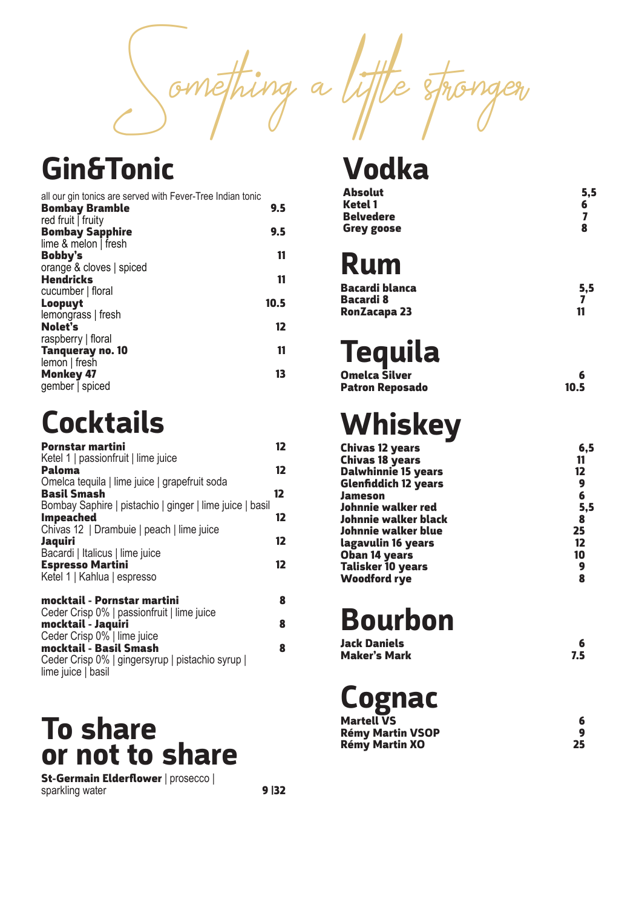# Something a little stronger

## Gin&Tonic

all our gin tonics are served with Fever-Tree Indian tonic

**Bombay Bramble** — 9.5
red fruit | fruity

**Bombay Sapphire** — 9.5
lime & melon | fresh

**Bobby's** — 11
orange & cloves | spiced

**Hendricks** — 11
cucumber | floral

**Loopuyt** — 10.5
lemongrass | fresh

**Nolet's** — 12
raspberry | floral

**Tanqueray no. 10** — 11
lemon | fresh

**Monkey 47** — 13
gember | spiced

## Cocktails

**Pornstar martini** — 12
Ketel 1 | passionfruit | lime juice

**Paloma** — 12
Omelca tequila | lime juice | grapefruit soda

**Basil Smash** — 12
Bombay Saphire | pistachio | ginger | lime juice | basil

**Impeached** — 12
Chivas 12 | Drambuie | peach | lime juice

**Jaquiri** — 12
Bacardi | Italicus | lime juice

**Espresso Martini** — 12
Ketel 1 | Kahlua | espresso

**mocktail - Pornstar martini** — 8
Ceder Crisp 0% | passionfruit | lime juice

**mocktail - Jaquiri** — 8
Ceder Crisp 0% | lime juice

**mocktail - Basil Smash** — 8
Ceder Crisp 0% | gingersyrup | pistachio syrup | lime juice | basil

## To share or not to share

**St-Germain Elderflower** | prosecco | sparkling water — 9 |32

## Vodka

| | |
|---|---|
| **Absolut** | 5,5 |
| **Ketel 1** | 6 |
| **Belvedere** | 7 |
| **Grey goose** | 8 |

## Rum

| | |
|---|---|
| **Bacardi blanca** | 5,5 |
| **Bacardi 8** | 7 |
| **RonZacapa 23** | 11 |

## Tequila

| | |
|---|---|
| **Omelca Silver** | 6 |
| **Patron Reposado** | 10.5 |

## Whiskey

| | |
|---|---|
| **Chivas 12 years** | 6,5 |
| **Chivas 18 years** | 11 |
| **Dalwhinnie 15 years** | 12 |
| **Glenfiddich 12 years** | 9 |
| **Jameson** | 6 |
| **Johnnie walker red** | 5,5 |
| **Johnnie walker black** | 8 |
| **Johnnie walker blue** | 25 |
| **lagavulin 16 years** | 12 |
| **Oban 14 years** | 10 |
| **Talisker 10 years** | 9 |
| **Woodford rye** | 8 |

## Bourbon

| | |
|---|---|
| **Jack Daniels** | 6 |
| **Maker's Mark** | 7.5 |

## Cognac

| | |
|---|---|
| **Martell VS** | 6 |
| **Rémy Martin VSOP** | 9 |
| **Rémy Martin XO** | 25 |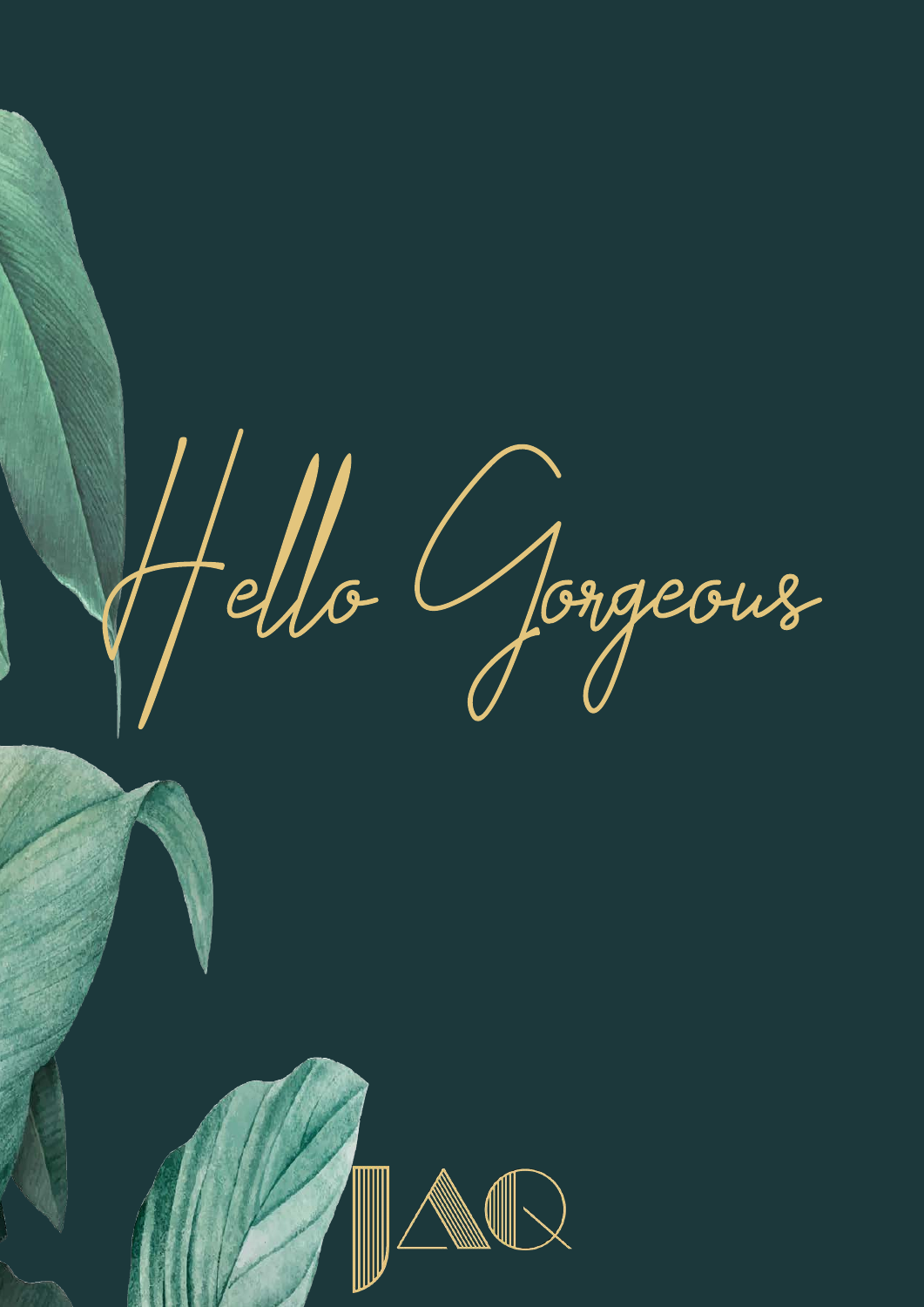# Hello Gorgeous

JAQ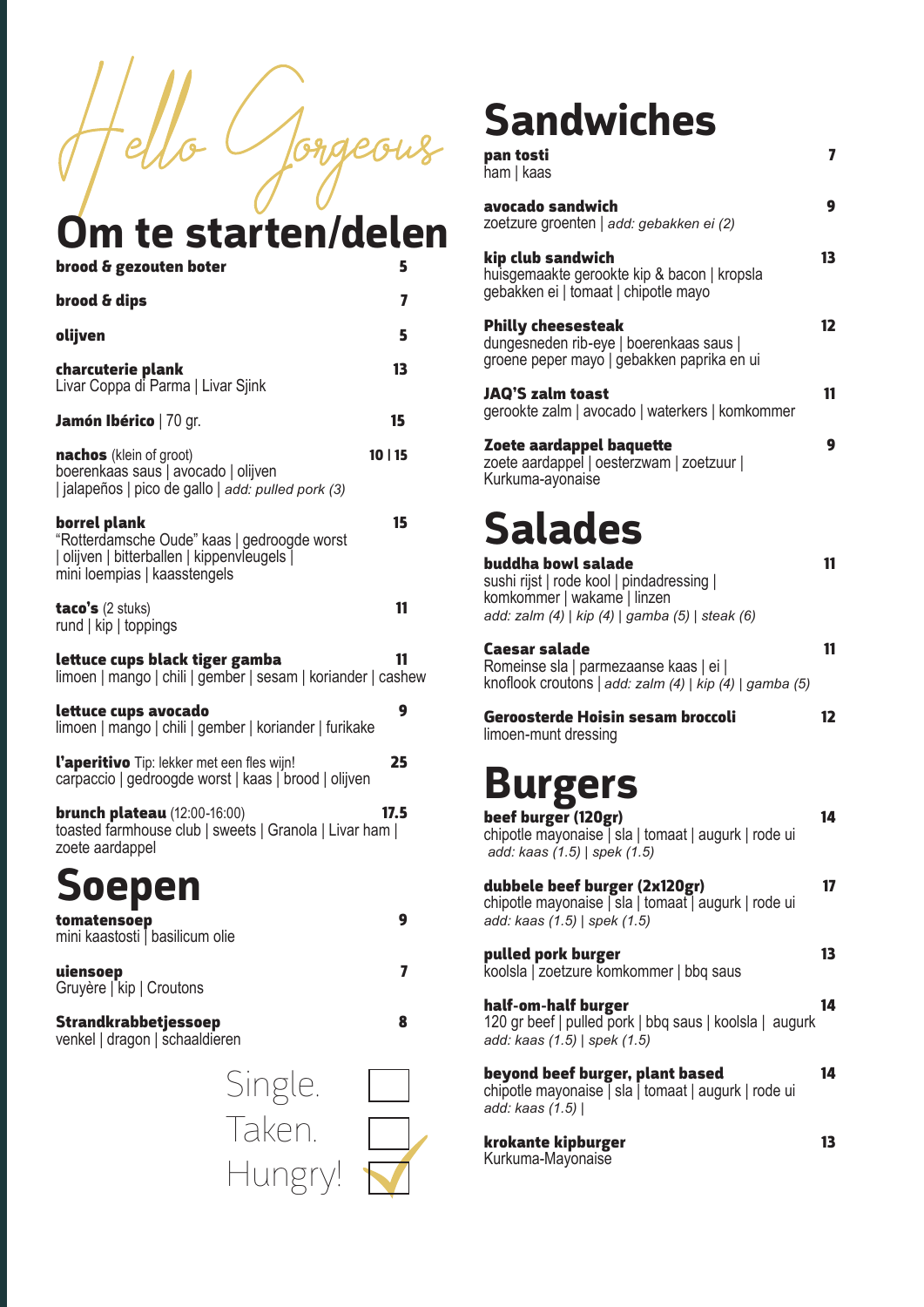Hello Gorgeous

# Om te starten/delen

**brood & gezouten boter** 5

**brood & dips** 7

**olijven** 5

**charcuterie plank** 13
Livar Coppa di Parma | Livar Sjink

**Jamón Ibérico** | 70 gr. 15

**nachos** (klein of groot) 10 | 15
boerenkaas saus | avocado | olijven | jalapeños | pico de gallo | *add: pulled pork (3)*

**borrel plank** 15
"Rotterdamsche Oude" kaas | gedroogde worst | olijven | bitterballen | kippenvleugels | mini loempias | kaasstengels

**taco's** (2 stuks) 11
rund | kip | toppings

**lettuce cups black tiger gamba** 11
limoen | mango | chili | gember | sesam | koriander | cashew

**lettuce cups avocado** 9
limoen | mango | chili | gember | koriander | furikake

**l'aperitivo** Tip: lekker met een fles wijn! 25
carpaccio | gedroogde worst | kaas | brood | olijven

**brunch plateau** (12:00-16:00) 17.5
toasted farmhouse club | sweets | Granola | Livar ham | zoete aardappel

# Soepen

**tomatensoep** 9
mini kaastosti | basilicum olie

**uiensoep** 7
Gruyère | kip | Croutons

**Strandkrabbetjessoep** 8
venkel | dragon | schaaldieren

Single. ☐
Taken. ☐
Hungry! ☑

# Sandwiches

**pan tosti** 7
ham | kaas

**avocado sandwich** 9
zoetzure groenten | *add: gebakken ei (2)*

**kip club sandwich** 13
huisgemaakte gerookte kip & bacon | kropsla gebakken ei | tomaat | chipotle mayo

**Philly cheesesteak** 12
dungesneden rib-eye | boerenkaas saus | groene peper mayo | gebakken paprika en ui

**JAQ'S zalm toast** 11
gerookte zalm | avocado | waterkers | komkommer

**Zoete aardappel baquette** 9
zoete aardappel | oesterzwam | zoetzuur | Kurkuma-ayonaise

# Salades

**buddha bowl salade** 11
sushi rijst | rode kool | pindadressing | komkommer | wakame | linzen
*add: zalm (4) | kip (4) | gamba (5) | steak (6)*

**Caesar salade** 11
Romeinse sla | parmezaanse kaas | ei | knoflook croutons | *add: zalm (4) | kip (4) | gamba (5)*

**Geroosterde Hoisin sesam broccoli** 12
limoen-munt dressing

# Burgers

**beef burger (120gr)** 14
chipotle mayonaise | sla | tomaat | augurk | rode ui
*add: kaas (1.5) | spek (1.5)*

**dubbele beef burger (2x120gr)** 17
chipotle mayonaise | sla | tomaat | augurk | rode ui
*add: kaas (1.5) | spek (1.5)*

**pulled pork burger** 13
koolsla | zoetzure komkommer | bbq saus

**half-om-half burger** 14
120 gr beef | pulled pork | bbq saus | koolsla | augurk
*add: kaas (1.5) | spek (1.5)*

**beyond beef burger, plant based** 14
chipotle mayonaise | sla | tomaat | augurk | rode ui
*add: kaas (1.5) |*

**krokante kipburger** 13
Kurkuma-Mayonaise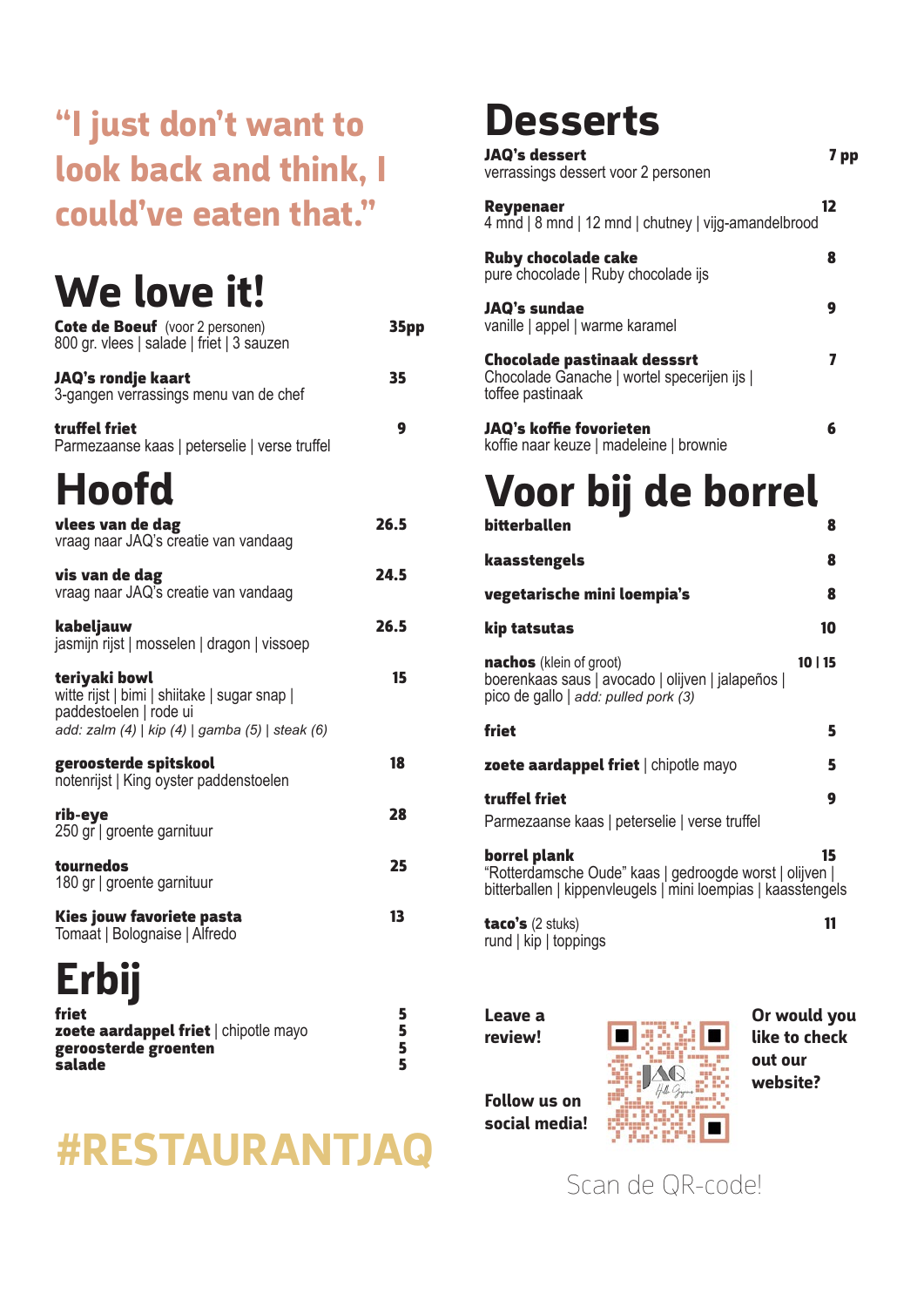**"I just don't want to look back and think, I could've eaten that."**

# We love it!

**Cote de Boeuf** (voor 2 personen) — 35pp
800 gr. vlees | salade | friet | 3 sauzen

**JAQ's rondje kaart** — 35
3-gangen verrassings menu van de chef

**truffel friet** — 9
Parmezaanse kaas | peterselie | verse truffel

# Hoofd

**vlees van de dag** — 26.5
vraag naar JAQ's creatie van vandaag

**vis van de dag** — 24.5
vraag naar JAQ's creatie van vandaag

**kabeljauw** — 26.5
jasmijn rijst | mosselen | dragon | vissoep

**teriyaki bowl** — 15
witte rijst | bimi | shiitake | sugar snap | paddestoelen | rode ui
*add: zalm (4) | kip (4) | gamba (5) | steak (6)*

**geroosterde spitskool** — 18
notenrijst | King oyster paddenstoelen

**rib-eye** — 28
250 gr | groente garnituur

**tournedos** — 25
180 gr | groente garnituur

**Kies jouw favoriete pasta** — 13
Tomaat | Bolognaise | Alfredo

# Erbij

**friet** — 5
**zoete aardappel friet** | chipotle mayo — 5
**geroosterde groenten** — 5
**salade** — 5

**#RESTAURANTJAQ**

# Desserts

**JAQ's dessert** — 7 pp
verrassings dessert voor 2 personen

**Reypenaer** — 12
4 mnd | 8 mnd | 12 mnd | chutney | vijg-amandelbrood

**Ruby chocolade cake** — 8
pure chocolade | Ruby chocolade ijs

**JAQ's sundae** — 9
vanille | appel | warme karamel

**Chocolade pastinaak desssrt** — 7
Chocolade Ganache | wortel specerijen ijs | toffee pastinaak

**JAQ's koffie fovorieten** — 6
koffie naar keuze | madeleine | brownie

# Voor bij de borrel

**bitterballen** — 8

**kaasstengels** — 8

**vegetarische mini loempia's** — 8

**kip tatsutas** — 10

**nachos** (klein of groot) — 10 | 15
boerenkaas saus | avocado | olijven | jalapeños | pico de gallo | *add: pulled pork (3)*

**friet** — 5

**zoete aardappel friet** | chipotle mayo — 5

**truffel friet** — 9
Parmezaanse kaas | peterselie | verse truffel

**borrel plank** — 15
"Rotterdamsche Oude" kaas | gedroogde worst | olijven | bitterballen | kippenvleugels | mini loempias | kaasstengels

**taco's** (2 stuks) — 11
rund | kip | toppings

**Leave a review!**

**Follow us on social media!**

**Or would you like to check out our website?**

Scan de QR-code!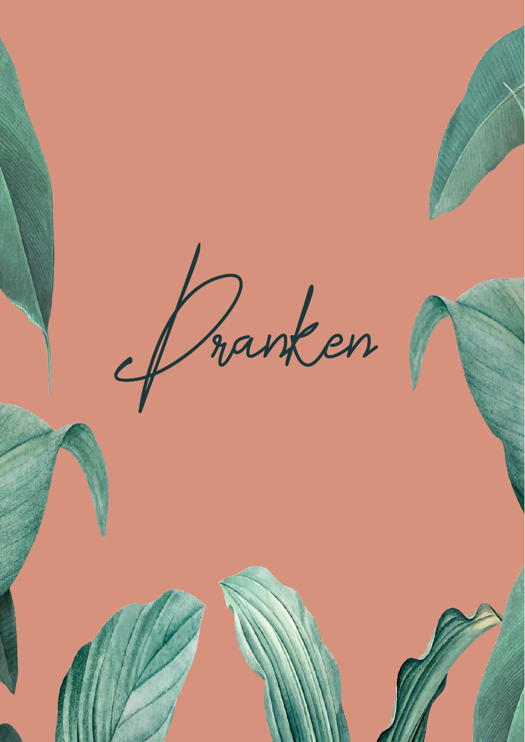# Dranken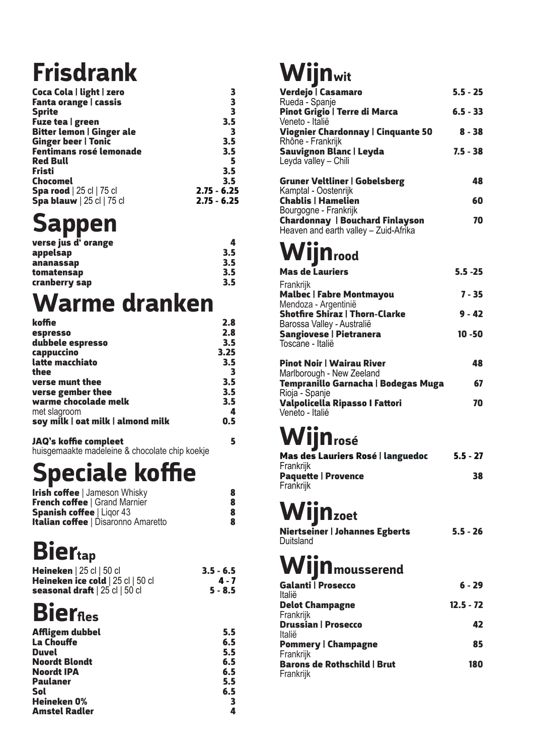# Frisdrank

| | |
|---|---|
| **Coca Cola \| light \| zero** | 3 |
| **Fanta orange \| cassis** | 3 |
| **Sprite** | 3 |
| **Fuze tea \| green** | 3.5 |
| **Bitter lemon \| Ginger ale** | 3 |
| **Ginger beer \| Tonic** | 3.5 |
| **Fentimans rosé lemonade** | 3.5 |
| **Red Bull** | 5 |
| **Fristi** | 3.5 |
| **Chocomel** | 3.5 |
| **Spa rood** \| 25 cl \| 75 cl | 2.75 - 6.25 |
| **Spa blauw** \| 25 cl \| 75 cl | 2.75 - 6.25 |

# Sappen

| | |
|---|---|
| **verse jus d' orange** | 4 |
| **appelsap** | 3.5 |
| **ananassap** | 3.5 |
| **tomatensap** | 3.5 |
| **cranberry sap** | 3.5 |

# Warme dranken

| | |
|---|---|
| **koffie** | 2.8 |
| **espresso** | 2.8 |
| **dubbele espresso** | 3.5 |
| **cappuccino** | 3.25 |
| **latte macchiato** | 3.5 |
| **thee** | 3 |
| **verse munt thee** | 3.5 |
| **verse gember thee** | 3.5 |
| **warme chocolade melk** | 3.5 |
| met slagroom | 4 |
| **soy milk \| oat milk \| almond milk** | 0.5 |

| | |
|---|---|
| **JAQ's koffie compleet**<br>huisgemaakte madeleine & chocolate chip koekje | 5 |

# Speciale koffie

| | |
|---|---|
| **Irish coffee** \| Jameson Whisky | 8 |
| **French coffee** \| Grand Marnier | 8 |
| **Spanish coffee** \| Liqor 43 | 8 |
| **Italian coffee** \| Disaronno Amaretto | 8 |

# Bier tap

| | |
|---|---|
| **Heineken** \| 25 cl \| 50 cl | 3.5 - 6.5 |
| **Heineken ice cold** \| 25 cl \| 50 cl | 4 - 7 |
| **seasonal draft** \| 25 cl \| 50 cl | 5 - 8.5 |

# Bier fles

| | |
|---|---|
| **Affligem dubbel** | 5.5 |
| **La Chouffe** | 6.5 |
| **Duvel** | 5.5 |
| **Noordt Blondt** | 6.5 |
| **Noordt IPA** | 6.5 |
| **Paulaner** | 5.5 |
| **Sol** | 6.5 |
| **Heineken 0%** | 3 |
| **Amstel Radler** | 4 |

# Wijn wit

| | |
|---|---|
| **Verdejo \| Casamaro**<br>Rueda - Spanje | 5.5 - 25 |
| **Pinot Grigio \| Terre di Marca**<br>Veneto - Italië | 6.5 - 33 |
| **Viognier Chardonnay \| Cinquante 50**<br>Rhône - Frankrijk | 8 - 38 |
| **Sauvignon Blanc \| Leyda**<br>Leyda valley – Chili | 7.5 - 38 |
| **Gruner Veltliner \| Gobelsberg**<br>Kamptal - Oostenrijk | 48 |
| **Chablis \| Hamelien**<br>Bourgogne - Frankrijk | 60 |
| **Chardonnay \| Bouchard Finlayson**<br>Heaven and earth valley – Zuid-Afrika | 70 |

# Wijn rood

| | |
|---|---|
| **Mas de Lauriers**<br>Frankrijk | 5.5 -25 |
| **Malbec \| Fabre Montmayou**<br>Mendoza - Argentinië | 7 - 35 |
| **Shotfire Shiraz \| Thorn-Clarke**<br>Barossa Valley - Australië | 9 - 42 |
| **Sangiovese \| Pietranera**<br>Toscane - Italië | 10 -50 |
| **Pinot Noir \| Wairau River**<br>Marlborough - New Zeeland | 48 |
| **Tempranillo Garnacha \| Bodegas Muga**<br>Rioja - Spanje | 67 |
| **Valpolicella Ripasso I Fattori**<br>Veneto - Italié | 70 |

# Wijn rosé

| | |
|---|---|
| **Mas des Lauriers Rosé \| languedoc**<br>Frankrijk | 5.5 - 27 |
| **Paquette \| Provence**<br>Frankrijk | 38 |

# Wijn zoet

| | |
|---|---|
| **Niertseiner \| Johannes Egberts**<br>Duitsland | 5.5 - 26 |

# Wijn mousserend

| | |
|---|---|
| **Galanti \| Prosecco**<br>Italië | 6 - 29 |
| **Delot Champagne**<br>Frankrijk | 12.5 - 72 |
| **Drussian \| Prosecco**<br>Italië | 42 |
| **Pommery \| Champagne**<br>Frankrijk | 85 |
| **Barons de Rothschild \| Brut**<br>Frankrijk | 180 |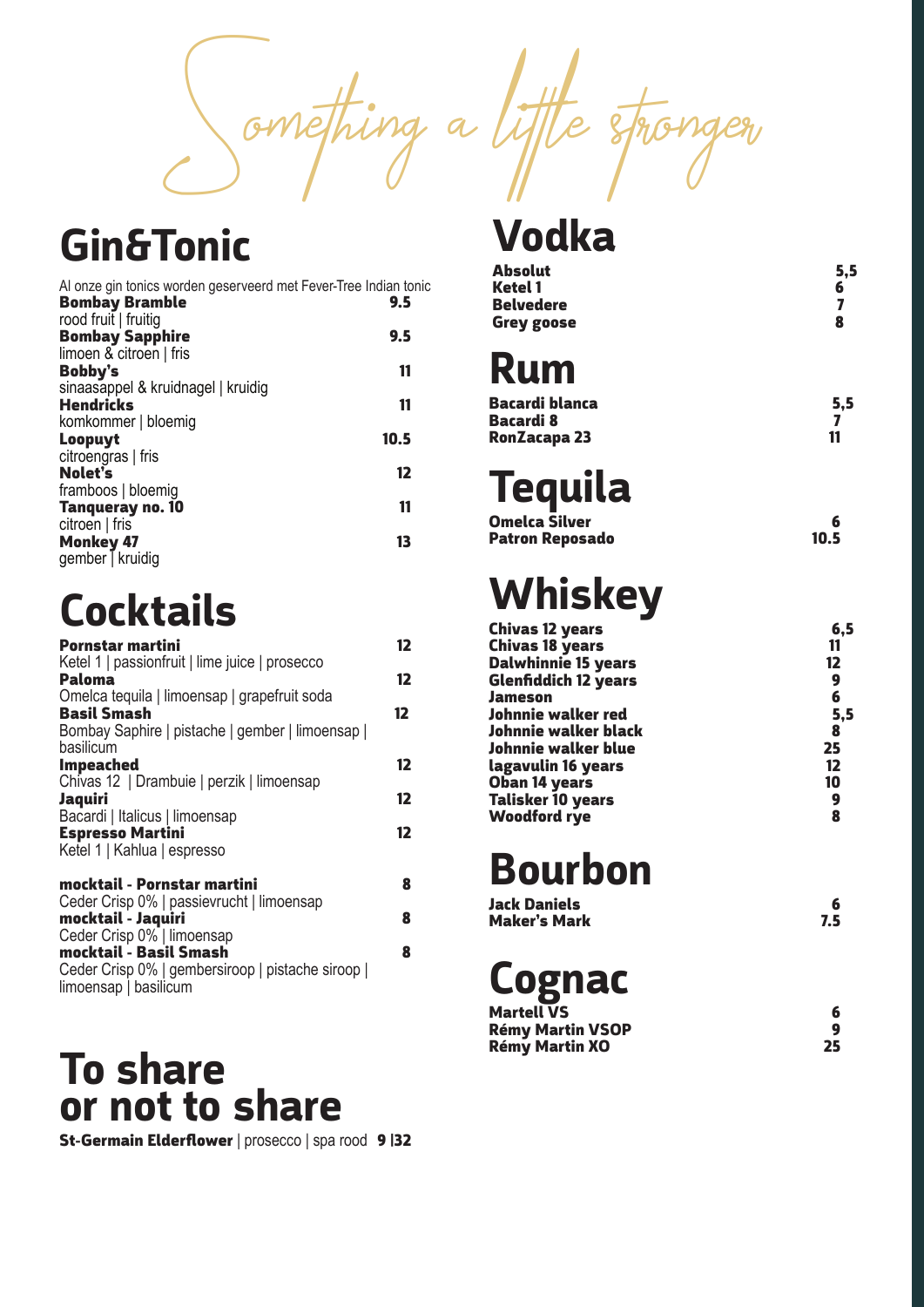# Something a little stronger

## Gin&Tonic

Al onze gin tonics worden geserveerd met Fever-Tree Indian tonic

**Bombay Bramble** 9.5
rood fruit | fruitig

**Bombay Sapphire** 9.5
limoen & citroen | fris

**Bobby's** 11
sinaasappel & kruidnagel | kruidig

**Hendricks** 11
komkommer | bloemig

**Loopuyt** 10.5
citroengras | fris

**Nolet's** 12
framboos | bloemig

**Tanqueray no. 10** 11
citroen | fris

**Monkey 47** 13
gember | kruidig

## Cocktails

**Pornstar martini** 12
Ketel 1 | passionfruit | lime juice | prosecco

**Paloma** 12
Omelca tequila | limoensap | grapefruit soda

**Basil Smash** 12
Bombay Saphire | pistache | gember | limoensap | basilicum

**Impeached** 12
Chivas 12 | Drambuie | perzik | limoensap

**Jaquiri** 12
Bacardi | Italicus | limoensap

**Espresso Martini** 12
Ketel 1 | Kahlua | espresso

**mocktail - Pornstar martini** 8
Ceder Crisp 0% | passievrucht | limoensap

**mocktail - Jaquiri** 8
Ceder Crisp 0% | limoensap

**mocktail - Basil Smash** 8
Ceder Crisp 0% | gembersiroop | pistache siroop | limoensap | basilicum

## To share or not to share

**St-Germain Elderflower** | prosecco | spa rood **9 |32**

## Vodka

| | |
|---|---|
| **Absolut** | 5,5 |
| **Ketel 1** | 6 |
| **Belvedere** | 7 |
| **Grey goose** | 8 |

## Rum

| | |
|---|---|
| **Bacardi blanca** | 5,5 |
| **Bacardi 8** | 7 |
| **RonZacapa 23** | 11 |

## Tequila

| | |
|---|---|
| **Omelca Silver** | 6 |
| **Patron Reposado** | 10.5 |

## Whiskey

| | |
|---|---|
| **Chivas 12 years** | 6,5 |
| **Chivas 18 years** | 11 |
| **Dalwhinnie 15 years** | 12 |
| **Glenfiddich 12 years** | 9 |
| **Jameson** | 6 |
| **Johnnie walker red** | 5,5 |
| **Johnnie walker black** | 8 |
| **Johnnie walker blue** | 25 |
| **lagavulin 16 years** | 12 |
| **Oban 14 years** | 10 |
| **Talisker 10 years** | 9 |
| **Woodford rye** | 8 |

## Bourbon

| | |
|---|---|
| **Jack Daniels** | 6 |
| **Maker's Mark** | 7.5 |

## Cognac

| | |
|---|---|
| **Martell VS** | 6 |
| **Rémy Martin VSOP** | 9 |
| **Rémy Martin XO** | 25 |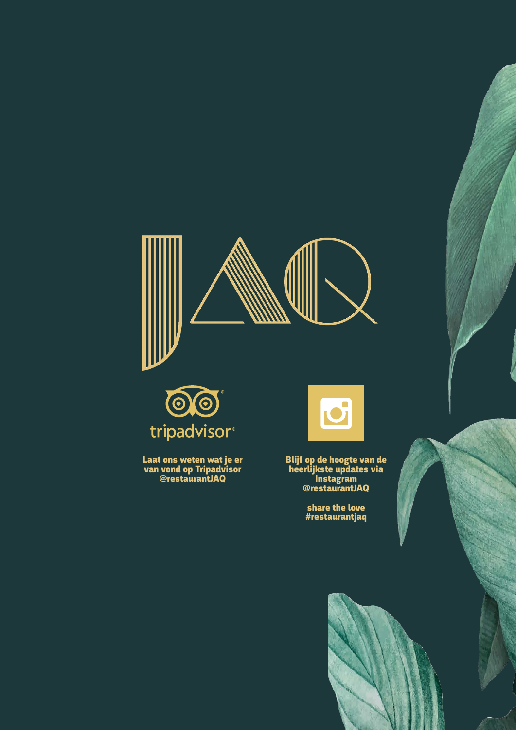# JAQ

tripadvisor

**Laat ons weten wat je er van vond op Tripadvisor @restaurantJAQ**

**Blijf op de hoogte van de heerlijkste updates via Instagram @restaurantJAQ**

**share the love #restaurantjaq**